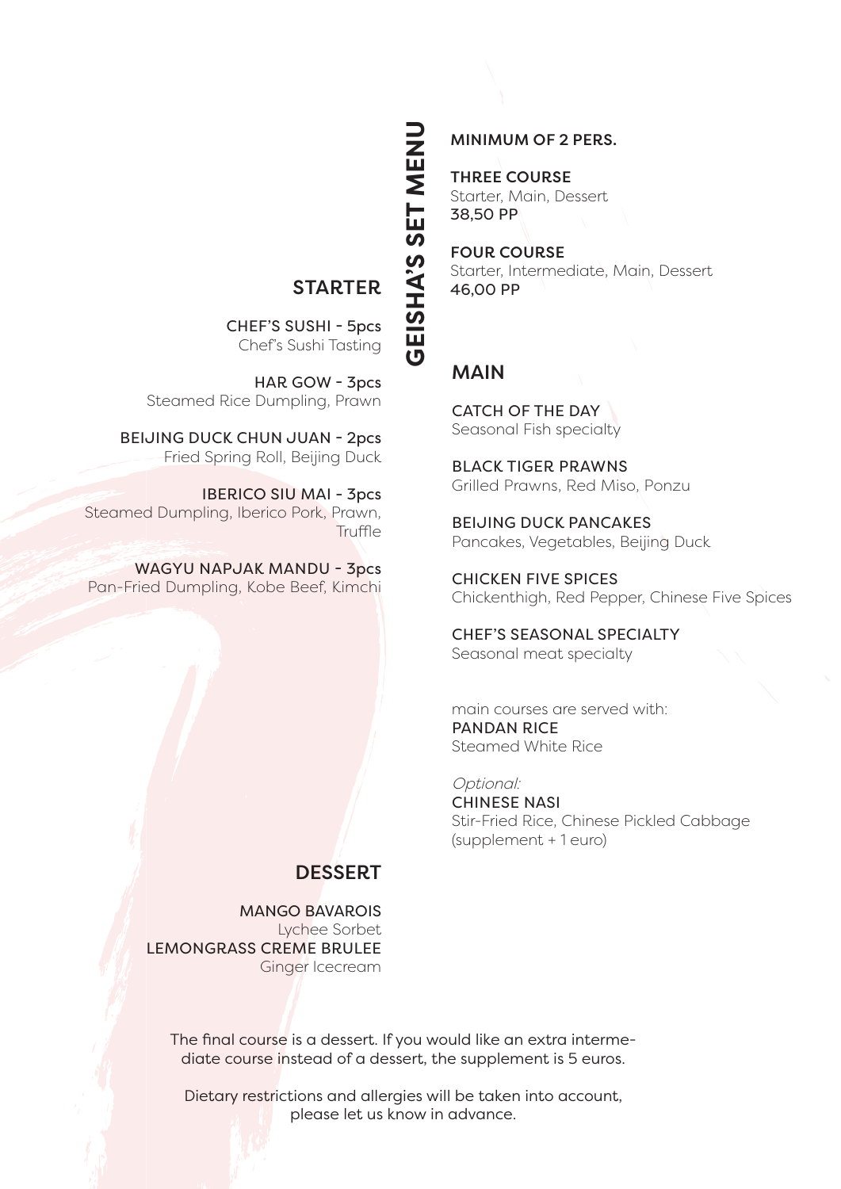# GEISHA'S SET MENU

**MINIMUM OF 2 PERS.**

**THREE COURSE**
Starter, Main, Dessert
38,50 PP

**FOUR COURSE**
Starter, Intermediate, Main, Dessert
46,00 PP

## STARTER

**CHEF'S SUSHI - 5pcs**
Chef's Sushi Tasting

**HAR GOW - 3pcs**
Steamed Rice Dumpling, Prawn

**BEIJING DUCK CHUN JUAN - 2pcs**
Fried Spring Roll, Beijing Duck

**IBERICO SIU MAI - 3pcs**
Steamed Dumpling, Iberico Pork, Prawn, Truffle

**WAGYU NAPJAK MANDU - 3pcs**
Pan-Fried Dumpling, Kobe Beef, Kimchi

## MAIN

**CATCH OF THE DAY**
Seasonal Fish specialty

**BLACK TIGER PRAWNS**
Grilled Prawns, Red Miso, Ponzu

**BEIJING DUCK PANCAKES**
Pancakes, Vegetables, Beijing Duck

**CHICKEN FIVE SPICES**
Chickenthigh, Red Pepper, Chinese Five Spices

**CHEF'S SEASONAL SPECIALTY**
Seasonal meat specialty

main courses are served with:
**PANDAN RICE**
Steamed White Rice

*Optional:*
**CHINESE NASI**
Stir-Fried Rice, Chinese Pickled Cabbage
(supplement + 1 euro)

## DESSERT

**MANGO BAVAROIS**
Lychee Sorbet

**LEMONGRASS CREME BRULEE**
Ginger Icecream

The final course is a dessert. If you would like an extra intermediate course instead of a dessert, the supplement is 5 euros.

Dietary restrictions and allergies will be taken into account, please let us know in advance.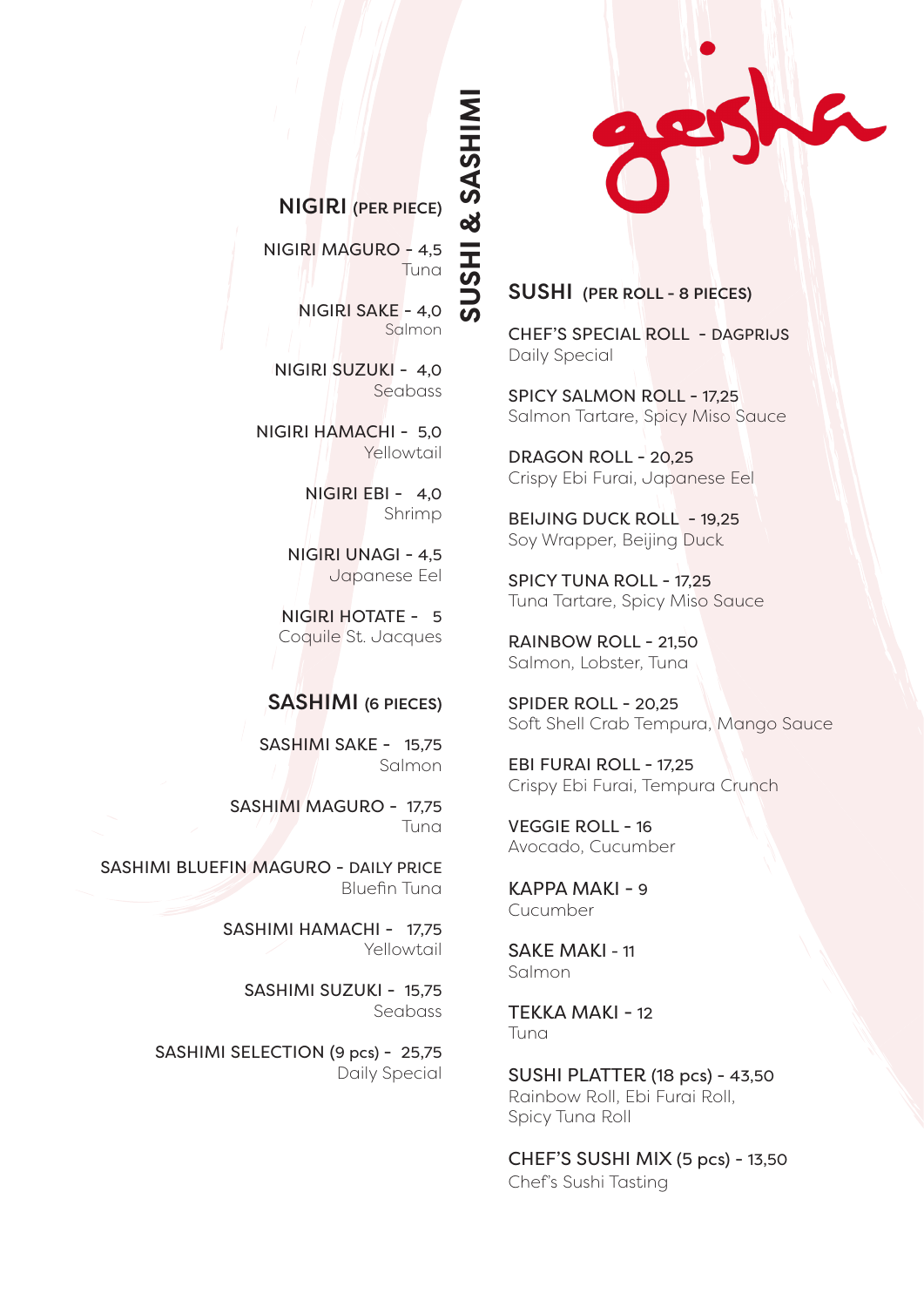# geisha

## SUSHI & SASHIMI

### NIGIRI (PER PIECE)

NIGIRI MAGURO - 4,5
Tuna

NIGIRI SAKE - 4,0
Salmon

NIGIRI SUZUKI - 4,0
Seabass

NIGIRI HAMACHI - 5,0
Yellowtail

NIGIRI EBI - 4,0
Shrimp

NIGIRI UNAGI - 4,5
Japanese Eel

NIGIRI HOTATE - 5
Coquile St. Jacques

### SASHIMI (6 PIECES)

SASHIMI SAKE - 15,75
Salmon

SASHIMI MAGURO - 17,75
Tuna

SASHIMI BLUEFIN MAGURO - DAILY PRICE
Bluefin Tuna

SASHIMI HAMACHI - 17,75
Yellowtail

SASHIMI SUZUKI - 15,75
Seabass

SASHIMI SELECTION (9 pcs) - 25,75
Daily Special

### SUSHI (PER ROLL - 8 PIECES)

CHEF'S SPECIAL ROLL - DAGPRIJS
Daily Special

SPICY SALMON ROLL - 17,25
Salmon Tartare, Spicy Miso Sauce

DRAGON ROLL - 20,25
Crispy Ebi Furai, Japanese Eel

BEIJING DUCK ROLL - 19,25
Soy Wrapper, Beijing Duck

SPICY TUNA ROLL - 17,25
Tuna Tartare, Spicy Miso Sauce

RAINBOW ROLL - 21,50
Salmon, Lobster, Tuna

SPIDER ROLL - 20,25
Soft Shell Crab Tempura, Mango Sauce

EBI FURAI ROLL - 17,25
Crispy Ebi Furai, Tempura Crunch

VEGGIE ROLL - 16
Avocado, Cucumber

KAPPA MAKI - 9
Cucumber

SAKE MAKI - 11
Salmon

TEKKA MAKI - 12
Tuna

SUSHI PLATTER (18 pcs) - 43,50
Rainbow Roll, Ebi Furai Roll,
Spicy Tuna Roll

CHEF'S SUSHI MIX (5 pcs) - 13,50
Chef's Sushi Tasting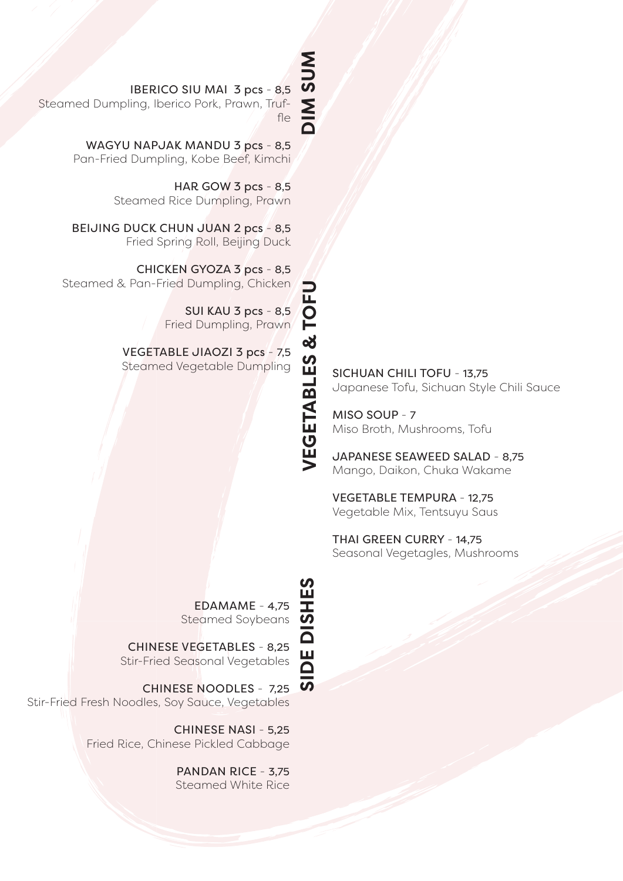## DIM SUM

**IBERICO SIU MAI 3 pcs** - 8,5
Steamed Dumpling, Iberico Pork, Prawn, Truffle

**WAGYU NAPJAK MANDU 3 pcs** - 8,5
Pan-Fried Dumpling, Kobe Beef, Kimchi

**HAR GOW 3 pcs** - 8,5
Steamed Rice Dumpling, Prawn

**BEIJING DUCK CHUN JUAN 2 pcs** - 8,5
Fried Spring Roll, Beijing Duck

**CHICKEN GYOZA 3 pcs** - 8,5
Steamed & Pan-Fried Dumpling, Chicken

**SUI KAU 3 pcs** - 8,5
Fried Dumpling, Prawn

**VEGETABLE JIAOZI 3 pcs** - 7,5
Steamed Vegetable Dumpling

## VEGETABLES & TOFU

**SICHUAN CHILI TOFU** - 13,75
Japanese Tofu, Sichuan Style Chili Sauce

**MISO SOUP** - 7
Miso Broth, Mushrooms, Tofu

**JAPANESE SEAWEED SALAD** - 8,75
Mango, Daikon, Chuka Wakame

**VEGETABLE TEMPURA** - 12,75
Vegetable Mix, Tentsuyu Saus

**THAI GREEN CURRY** - 14,75
Seasonal Vegetagles, Mushrooms

## SIDE DISHES

**EDAMAME** - 4,75
Steamed Soybeans

**CHINESE VEGETABLES** - 8,25
Stir-Fried Seasonal Vegetables

**CHINESE NOODLES** - 7,25
Stir-Fried Fresh Noodles, Soy Sauce, Vegetables

**CHINESE NASI** - 5,25
Fried Rice, Chinese Pickled Cabbage

**PANDAN RICE** - 3,75
Steamed White Rice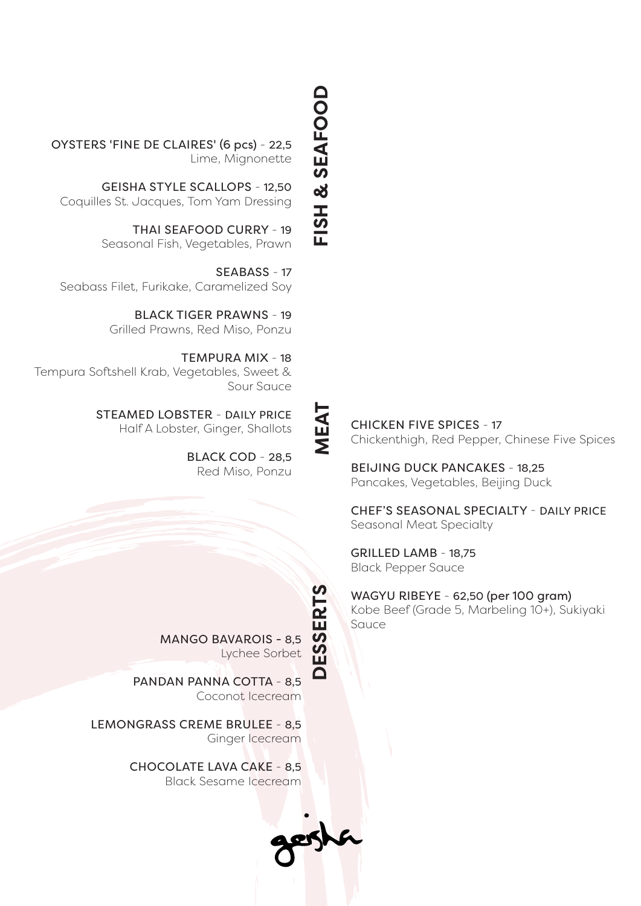## FISH & SEAFOOD

OYSTERS 'FINE DE CLAIRES' (6 pcs) - 22,5
Lime, Mignonette

GEISHA STYLE SCALLOPS - 12,50
Coquilles St. Jacques, Tom Yam Dressing

THAI SEAFOOD CURRY - 19
Seasonal Fish, Vegetables, Prawn

SEABASS - 17
Seabass Filet, Furikake, Caramelized Soy

BLACK TIGER PRAWNS - 19
Grilled Prawns, Red Miso, Ponzu

TEMPURA MIX - 18
Tempura Softshell Krab, Vegetables, Sweet & Sour Sauce

STEAMED LOBSTER - DAILY PRICE
Half A Lobster, Ginger, Shallots

BLACK COD - 28,5
Red Miso, Ponzu

## MEAT

CHICKEN FIVE SPICES - 17
Chickenthigh, Red Pepper, Chinese Five Spices

BEIJING DUCK PANCAKES - 18,25
Pancakes, Vegetables, Beijing Duck

CHEF'S SEASONAL SPECIALTY - DAILY PRICE
Seasonal Meat Specialty

GRILLED LAMB - 18,75
Black Pepper Sauce

WAGYU RIBEYE - 62,50 (per 100 gram)
Kobe Beef (Grade 5, Marbeling 10+), Sukiyaki Sauce

## DESSERTS

MANGO BAVAROIS - 8,5
Lychee Sorbet

PANDAN PANNA COTTA - 8,5
Coconot Icecream

LEMONGRASS CREME BRULEE - 8,5
Ginger Icecream

CHOCOLATE LAVA CAKE - 8,5
Black Sesame Icecream

geisha